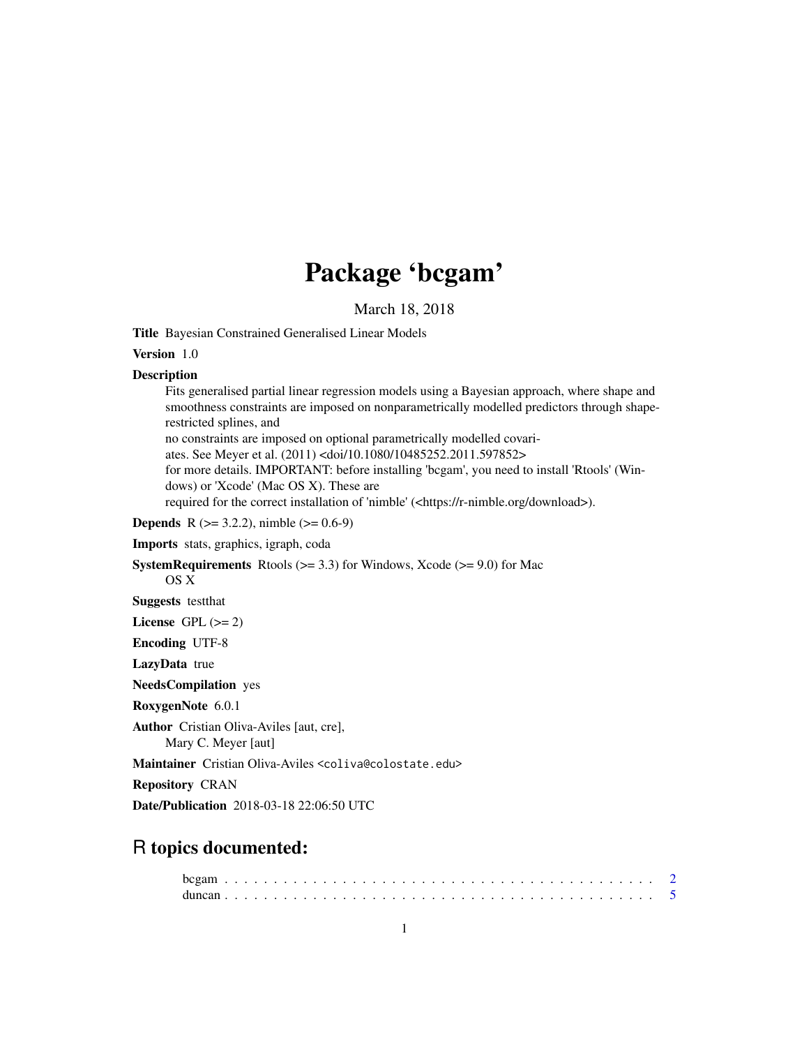# Package 'bcgam'

March 18, 2018

**Title** Bayesian Constrained Generalised Linear Models

**Version** 1.0

**Description**
Fits generalised partial linear regression models using a Bayesian approach, where shape and smoothness constraints are imposed on nonparametrically modelled predictors through shape-restricted splines, and
no constraints are imposed on optional parametrically modelled covariates. See Meyer et al. (2011) <doi/10.1080/10485252.2011.597852>
for more details. IMPORTANT: before installing 'bcgam', you need to install 'Rtools' (Windows) or 'Xcode' (Mac OS X). These are
required for the correct installation of 'nimble' (<https://r-nimble.org/download>).

**Depends** R (>= 3.2.2), nimble (>= 0.6-9)

**Imports** stats, graphics, igraph, coda

**SystemRequirements** Rtools (>= 3.3) for Windows, Xcode (>= 9.0) for Mac OS X

**Suggests** testthat

**License** GPL (>= 2)

**Encoding** UTF-8

**LazyData** true

**NeedsCompilation** yes

**RoxygenNote** 6.0.1

**Author** Cristian Oliva-Aviles [aut, cre],
Mary C. Meyer [aut]

**Maintainer** Cristian Oliva-Aviles <coliva@colostate.edu>

**Repository** CRAN

**Date/Publication** 2018-03-18 22:06:50 UTC

## R topics documented:

bcgam . . . . . . . . . . . . . . . . . . . . . . . . . . . . . . . . . . . . . . . . . . . 2
duncan . . . . . . . . . . . . . . . . . . . . . . . . . . . . . . . . . . . . . . . . . . 5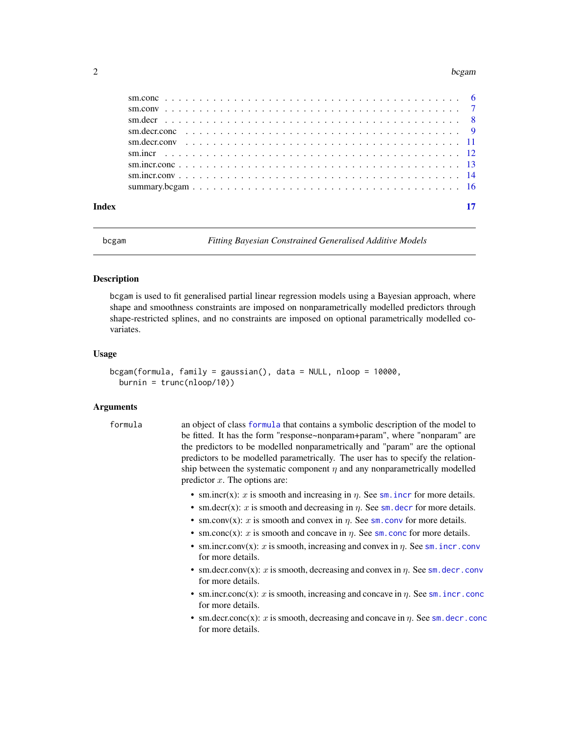| | |
|---|---|
| sm.conc | 6 |
| sm.conv | 7 |
| sm.decr | 8 |
| sm.decr.conc | 9 |
| sm.decr.conv | 11 |
| sm.incr | 12 |
| sm.incr.conc | 13 |
| sm.incr.conv | 14 |
| summary.bcgam | 16 |

**Index** 17

---

bcgam — *Fitting Bayesian Constrained Generalised Additive Models*

---

## Description

bcgam is used to fit generalised partial linear regression models using a Bayesian approach, where shape and smoothness constraints are imposed on nonparametrically modelled predictors through shape-restricted splines, and no constraints are imposed on optional parametrically modelled covariates.

## Usage

```
bcgam(formula, family = gaussian(), data = NULL, nloop = 10000,
  burnin = trunc(nloop/10))
```

## Arguments

**formula** an object of class `formula` that contains a symbolic description of the model to be fitted. It has the form "response~nonparam+param", where "nonparam" are the predictors to be modelled nonparametrically and "param" are the optional predictors to be modelled parametrically. The user has to specify the relationship between the systematic component $\eta$ and any nonparametrically modelled predictor $x$. The options are:

- sm.incr(x): $x$ is smooth and increasing in $\eta$. See `sm.incr` for more details.
- sm.decr(x): $x$ is smooth and decreasing in $\eta$. See `sm.decr` for more details.
- sm.conv(x): $x$ is smooth and convex in $\eta$. See `sm.conv` for more details.
- sm.conc(x): $x$ is smooth and concave in $\eta$. See `sm.conc` for more details.
- sm.incr.conv(x): $x$ is smooth, increasing and convex in $\eta$. See `sm.incr.conv` for more details.
- sm.decr.conv(x): $x$ is smooth, decreasing and convex in $\eta$. See `sm.decr.conv` for more details.
- sm.incr.conc(x): $x$ is smooth, increasing and concave in $\eta$. See `sm.incr.conc` for more details.
- sm.decr.conc(x): $x$ is smooth, decreasing and concave in $\eta$. See `sm.decr.conc` for more details.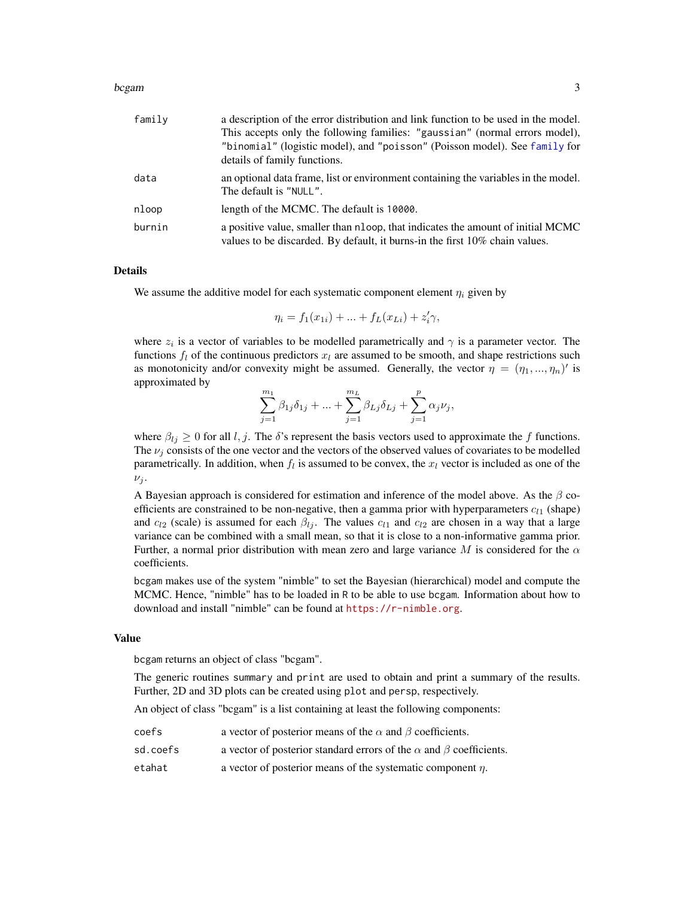| | |
|---|---|
| `family` | a description of the error distribution and link function to be used in the model. This accepts only the following families: `"gaussian"` (normal errors model), `"binomial"` (logistic model), and `"poisson"` (Poisson model). See `family` for details of family functions. |
| `data` | an optional data frame, list or environment containing the variables in the model. The default is `"NULL"`. |
| `nloop` | length of the MCMC. The default is `10000`. |
| `burnin` | a positive value, smaller than `nloop`, that indicates the amount of initial MCMC values to be discarded. By default, it burns-in the first 10% chain values. |

## Details

We assume the additive model for each systematic component element $\eta_i$ given by

$$\eta_i = f_1(x_{1i}) + ... + f_L(x_{Li}) + z_i'\gamma,$$

where $z_i$ is a vector of variables to be modelled parametrically and $\gamma$ is a parameter vector. The functions $f_l$ of the continuous predictors $x_l$ are assumed to be smooth, and shape restrictions such as monotonicity and/or convexity might be assumed. Generally, the vector $\eta = (\eta_1, ..., \eta_n)'$ is approximated by

$$\sum_{j=1}^{m_1} \beta_{1j}\delta_{1j} + ... + \sum_{j=1}^{m_L} \beta_{Lj}\delta_{Lj} + \sum_{j=1}^{p} \alpha_j \nu_j,$$

where $\beta_{lj} \geq 0$ for all $l, j$. The $\delta$'s represent the basis vectors used to approximate the $f$ functions. The $\nu_j$ consists of the one vector and the vectors of the observed values of covariates to be modelled parametrically. In addition, when $f_l$ is assumed to be convex, the $x_l$ vector is included as one of the $\nu_j$.

A Bayesian approach is considered for estimation and inference of the model above. As the $\beta$ coefficients are constrained to be non-negative, then a gamma prior with hyperparameters $c_{l1}$ (shape) and $c_{l2}$ (scale) is assumed for each $\beta_{lj}$. The values $c_{l1}$ and $c_{l2}$ are chosen in a way that a large variance can be combined with a small mean, so that it is close to a non-informative gamma prior. Further, a normal prior distribution with mean zero and large variance $M$ is considered for the $\alpha$ coefficients.

`bcgam` makes use of the system "nimble" to set the Bayesian (hierarchical) model and compute the MCMC. Hence, "nimble" has to be loaded in `R` to be able to use `bcgam`. Information about how to download and install "nimble" can be found at https://r-nimble.org.

## Value

`bcgam` returns an object of class "bcgam".

The generic routines `summary` and `print` are used to obtain and print a summary of the results. Further, 2D and 3D plots can be created using `plot` and `persp`, respectively.

An object of class "bcgam" is a list containing at least the following components:

| | |
|---|---|
| `coefs` | a vector of posterior means of the $\alpha$ and $\beta$ coefficients. |
| `sd.coefs` | a vector of posterior standard errors of the $\alpha$ and $\beta$ coefficients. |
| `etahat` | a vector of posterior means of the systematic component $\eta$. |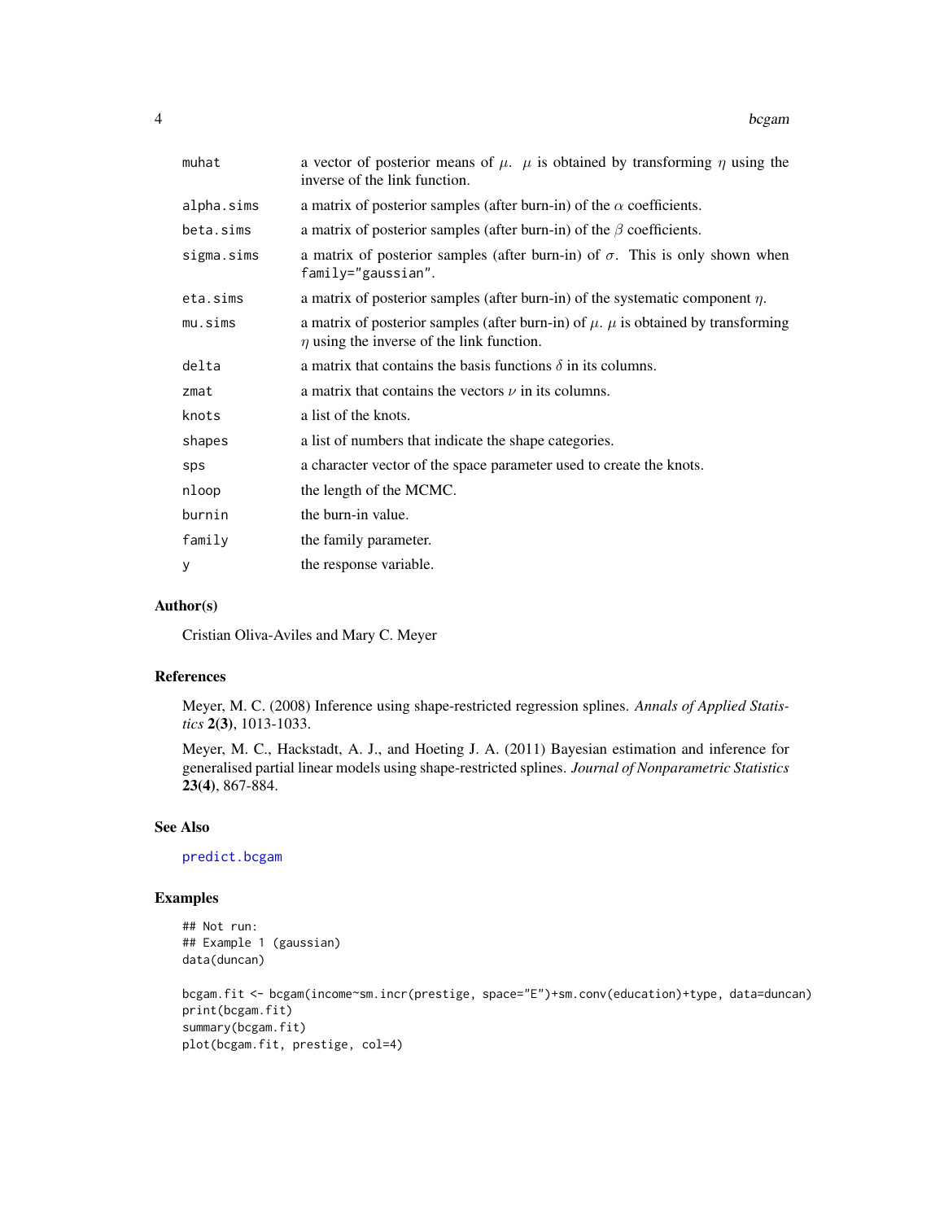| | |
|---|---|
| muhat | a vector of posterior means of $\mu$. $\mu$ is obtained by transforming $\eta$ using the inverse of the link function. |
| alpha.sims | a matrix of posterior samples (after burn-in) of the $\alpha$ coefficients. |
| beta.sims | a matrix of posterior samples (after burn-in) of the $\beta$ coefficients. |
| sigma.sims | a matrix of posterior samples (after burn-in) of $\sigma$. This is only shown when `family="gaussian"`. |
| eta.sims | a matrix of posterior samples (after burn-in) of the systematic component $\eta$. |
| mu.sims | a matrix of posterior samples (after burn-in) of $\mu$. $\mu$ is obtained by transforming $\eta$ using the inverse of the link function. |
| delta | a matrix that contains the basis functions $\delta$ in its columns. |
| zmat | a matrix that contains the vectors $\nu$ in its columns. |
| knots | a list of the knots. |
| shapes | a list of numbers that indicate the shape categories. |
| sps | a character vector of the space parameter used to create the knots. |
| nloop | the length of the MCMC. |
| burnin | the burn-in value. |
| family | the family parameter. |
| y | the response variable. |

## Author(s)

Cristian Oliva-Aviles and Mary C. Meyer

## References

Meyer, M. C. (2008) Inference using shape-restricted regression splines. *Annals of Applied Statistics* **2(3)**, 1013-1033.

Meyer, M. C., Hackstadt, A. J., and Hoeting J. A. (2011) Bayesian estimation and inference for generalised partial linear models using shape-restricted splines. *Journal of Nonparametric Statistics* **23(4)**, 867-884.

## See Also

predict.bcgam

## Examples

```
## Not run:
## Example 1 (gaussian)
data(duncan)

bcgam.fit <- bcgam(income~sm.incr(prestige, space="E")+sm.conv(education)+type, data=duncan)
print(bcgam.fit)
summary(bcgam.fit)
plot(bcgam.fit, prestige, col=4)
```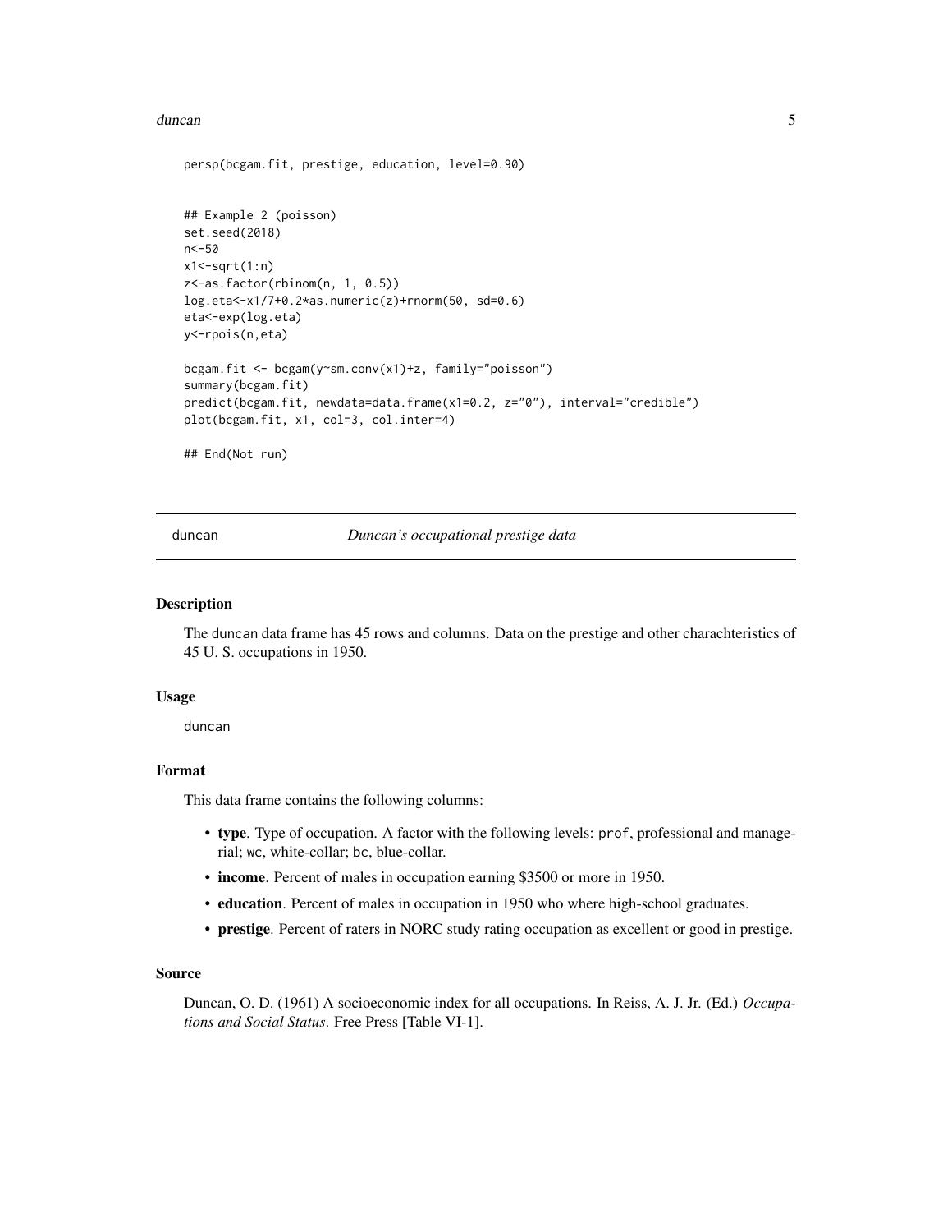```
persp(bcgam.fit, prestige, education, level=0.90)


## Example 2 (poisson)
set.seed(2018)
n<-50
x1<-sqrt(1:n)
z<-as.factor(rbinom(n, 1, 0.5))
log.eta<-x1/7+0.2*as.numeric(z)+rnorm(50, sd=0.6)
eta<-exp(log.eta)
y<-rpois(n,eta)

bcgam.fit <- bcgam(y~sm.conv(x1)+z, family="poisson")
summary(bcgam.fit)
predict(bcgam.fit, newdata=data.frame(x1=0.2, z="0"), interval="credible")
plot(bcgam.fit, x1, col=3, col.inter=4)

## End(Not run)
```

---

## duncan — *Duncan's occupational prestige data*

### Description

The duncan data frame has 45 rows and columns. Data on the prestige and other charachteristics of 45 U. S. occupations in 1950.

### Usage

duncan

### Format

This data frame contains the following columns:

- **type**. Type of occupation. A factor with the following levels: `prof`, professional and managerial; `wc`, white-collar; `bc`, blue-collar.
- **income**. Percent of males in occupation earning $3500 or more in 1950.
- **education**. Percent of males in occupation in 1950 who where high-school graduates.
- **prestige**. Percent of raters in NORC study rating occupation as excellent or good in prestige.

### Source

Duncan, O. D. (1961) A socioeconomic index for all occupations. In Reiss, A. J. Jr. (Ed.) *Occupations and Social Status*. Free Press [Table VI-1].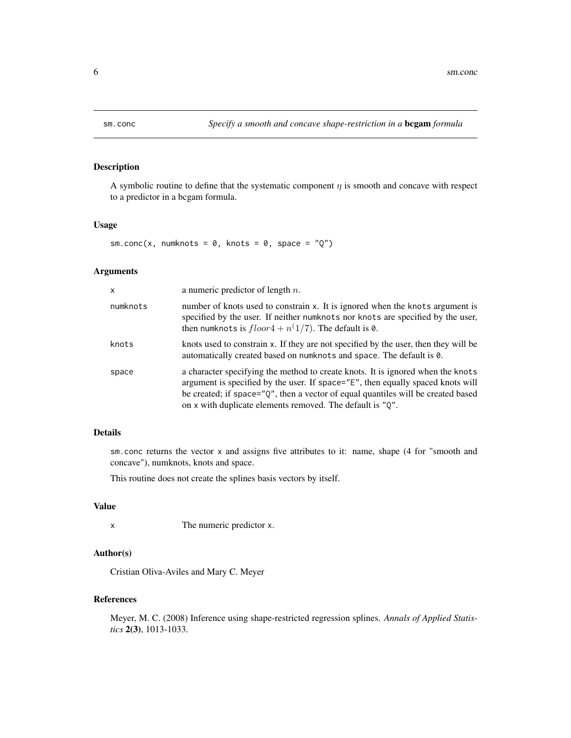# sm.conc — *Specify a smooth and concave shape-restriction in a* **bcgam** *formula*

## Description

A symbolic routine to define that the systematic component $\eta$ is smooth and concave with respect to a predictor in a bcgam formula.

## Usage

```
sm.conc(x, numknots = 0, knots = 0, space = "Q")
```

## Arguments

| | |
|---|---|
| `x` | a numeric predictor of length $n$. |
| `numknots` | number of knots used to constrain `x`. It is ignored when the `knots` argument is specified by the user. If neither `numknots` nor `knots` are specified by the user, then `numknots` is $floor4 + n^(1/7)$. The default is `0`. |
| `knots` | knots used to constrain `x`. If they are not specified by the user, then they will be automatically created based on `numknots` and `space`. The default is `0`. |
| `space` | a character specifying the method to create knots. It is ignored when the `knots` argument is specified by the user. If `space="E"`, then equally spaced knots will be created; if `space="Q"`, then a vector of equal quantiles will be created based on `x` with duplicate elements removed. The default is `"Q"`. |

## Details

`sm.conc` returns the vector `x` and assigns five attributes to it: name, shape (4 for "smooth and concave"), numknots, knots and space.

This routine does not create the splines basis vectors by itself.

## Value

| | |
|---|---|
| `x` | The numeric predictor `x`. |

## Author(s)

Cristian Oliva-Aviles and Mary C. Meyer

## References

Meyer, M. C. (2008) Inference using shape-restricted regression splines. *Annals of Applied Statistics* **2(3)**, 1013-1033.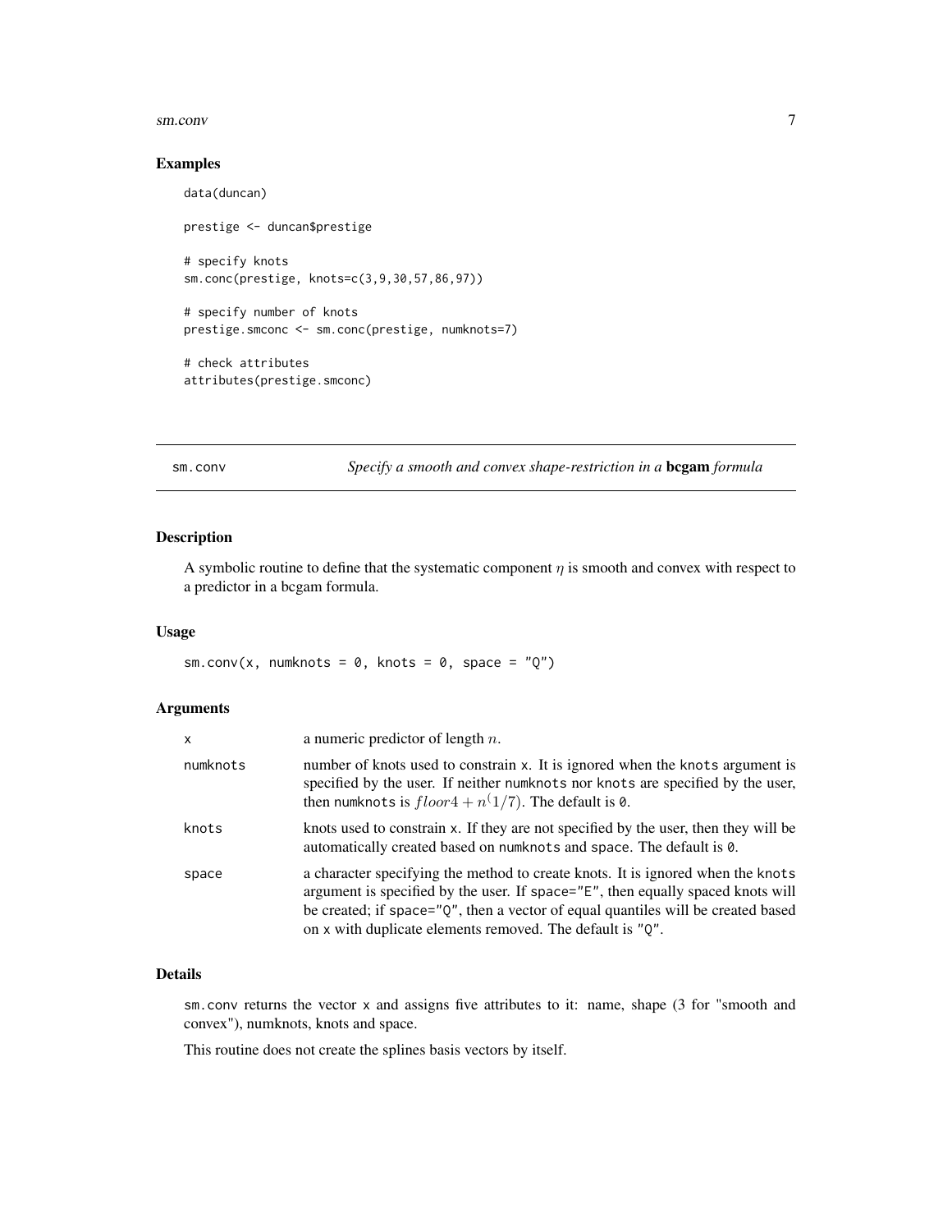## Examples

```
data(duncan)

prestige <- duncan$prestige

# specify knots
sm.conc(prestige, knots=c(3,9,30,57,86,97))

# specify number of knots
prestige.smconc <- sm.conc(prestige, numknots=7)

# check attributes
attributes(prestige.smconc)
```

---

# sm.conv — *Specify a smooth and convex shape-restriction in a* **bcgam** *formula*

---

## Description

A symbolic routine to define that the systematic component $\eta$ is smooth and convex with respect to a predictor in a bcgam formula.

## Usage

```
sm.conv(x, numknots = 0, knots = 0, space = "Q")
```

## Arguments

| | |
|---|---|
| `x` | a numeric predictor of length $n$. |
| `numknots` | number of knots used to constrain `x`. It is ignored when the `knots` argument is specified by the user. If neither `numknots` nor `knots` are specified by the user, then `numknots` is $floor4 + n^(1/7)$. The default is `0`. |
| `knots` | knots used to constrain `x`. If they are not specified by the user, then they will be automatically created based on `numknots` and `space`. The default is `0`. |
| `space` | a character specifying the method to create knots. It is ignored when the `knots` argument is specified by the user. If `space="E"`, then equally spaced knots will be created; if `space="Q"`, then a vector of equal quantiles will be created based on `x` with duplicate elements removed. The default is `"Q"`. |

## Details

`sm.conv` returns the vector `x` and assigns five attributes to it: name, shape (3 for "smooth and convex"), numknots, knots and space.

This routine does not create the splines basis vectors by itself.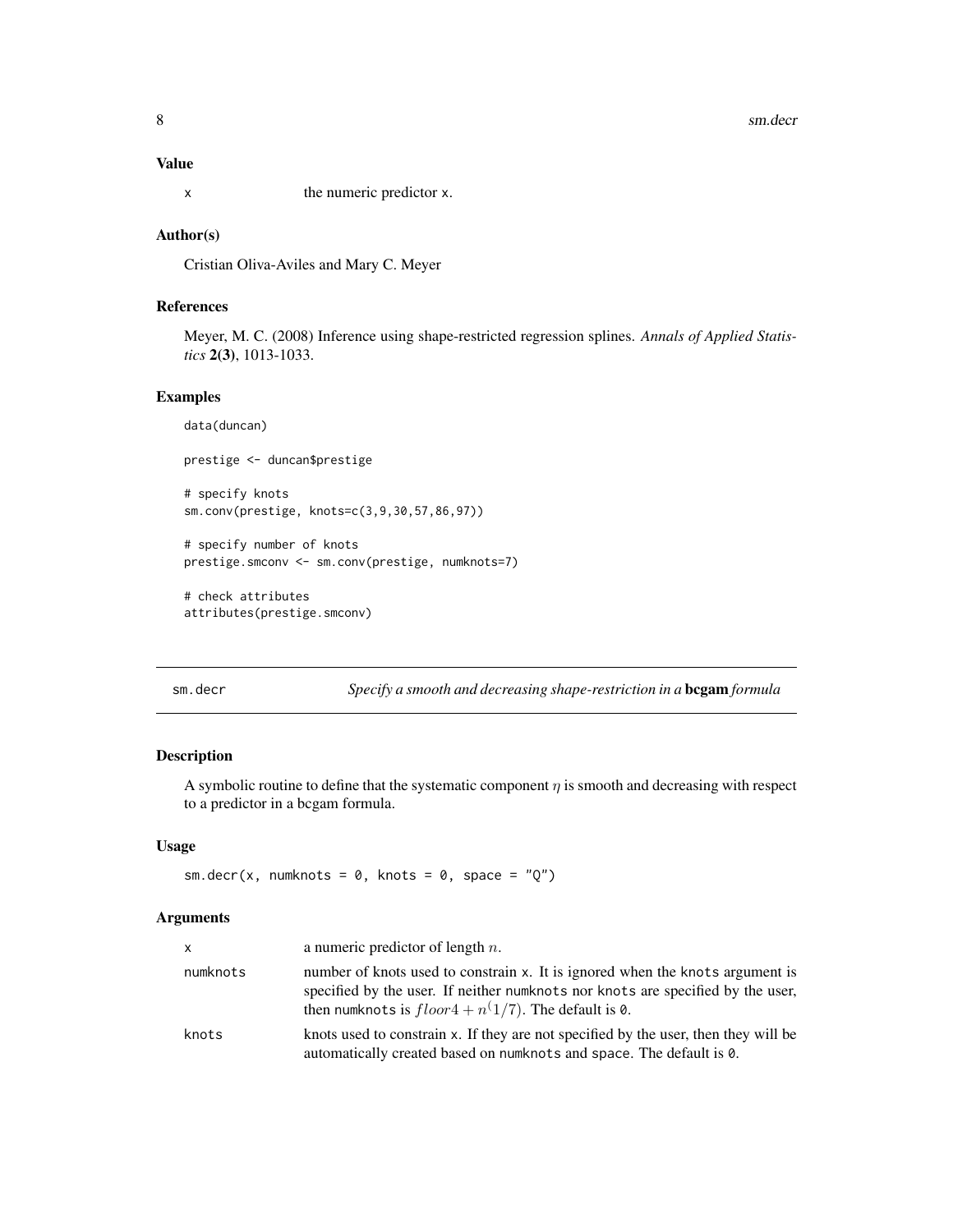### Value

| | |
|---|---|
| x | the numeric predictor x. |

### Author(s)

Cristian Oliva-Aviles and Mary C. Meyer

### References

Meyer, M. C. (2008) Inference using shape-restricted regression splines. *Annals of Applied Statistics* **2(3)**, 1013-1033.

### Examples

```
data(duncan)

prestige <- duncan$prestige

# specify knots
sm.conv(prestige, knots=c(3,9,30,57,86,97))

# specify number of knots
prestige.smconv <- sm.conv(prestige, numknots=7)

# check attributes
attributes(prestige.smconv)
```

---

## sm.decr — *Specify a smooth and decreasing shape-restriction in a* **bcgam** *formula*

### Description

A symbolic routine to define that the systematic component $\eta$ is smooth and decreasing with respect to a predictor in a bcgam formula.

### Usage

```
sm.decr(x, numknots = 0, knots = 0, space = "Q")
```

### Arguments

| | |
|---|---|
| x | a numeric predictor of length $n$. |
| numknots | number of knots used to constrain x. It is ignored when the knots argument is specified by the user. If neither numknots nor knots are specified by the user, then numknots is $floor 4 + n^(1/7)$. The default is 0. |
| knots | knots used to constrain x. If they are not specified by the user, then they will be automatically created based on numknots and space. The default is 0. |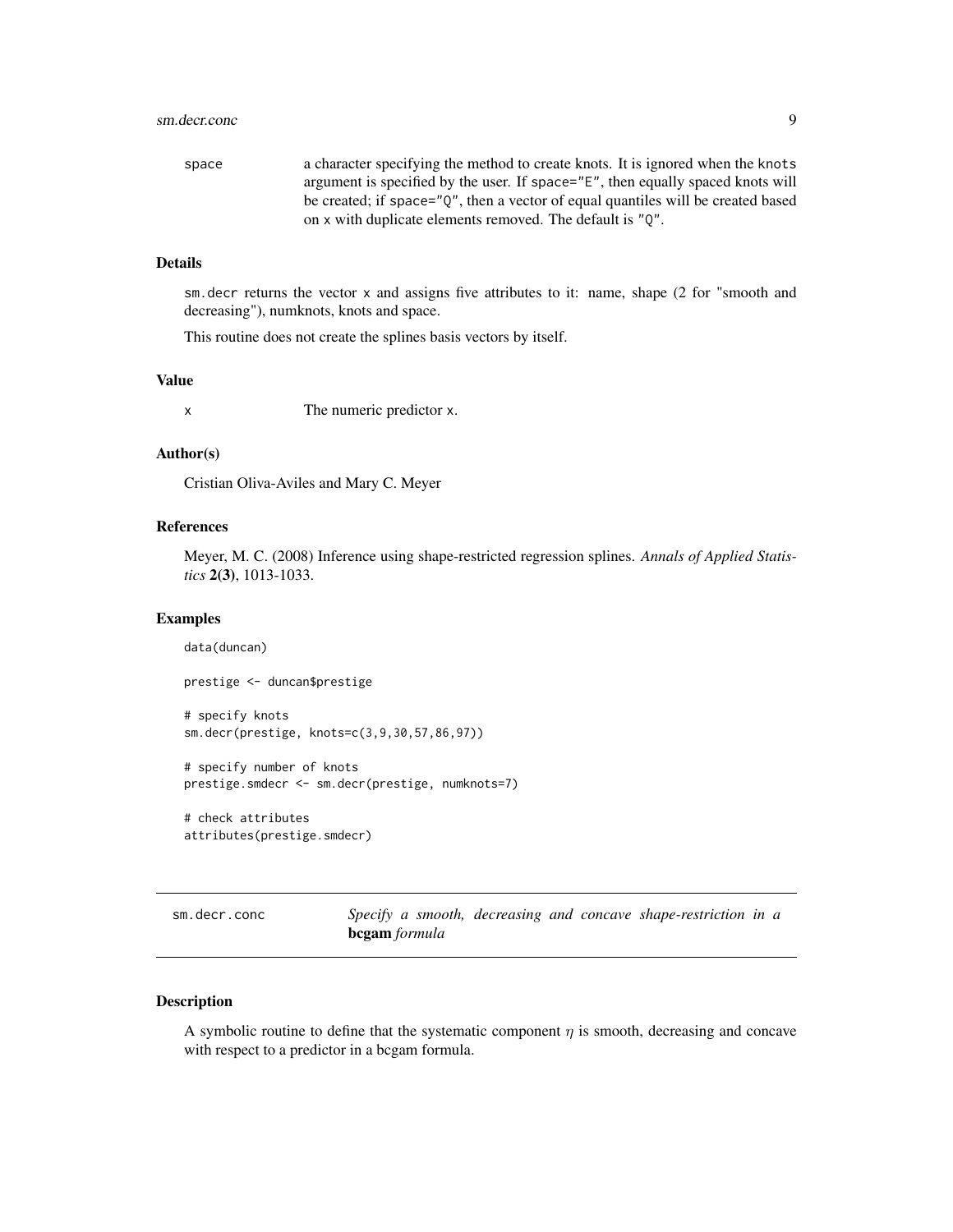| | |
|---|---|
| space | a character specifying the method to create knots. It is ignored when the knots argument is specified by the user. If space="E", then equally spaced knots will be created; if space="Q", then a vector of equal quantiles will be created based on x with duplicate elements removed. The default is "Q". |

### Details

sm.decr returns the vector x and assigns five attributes to it: name, shape (2 for "smooth and decreasing"), numknots, knots and space.

This routine does not create the splines basis vectors by itself.

### Value

| | |
|---|---|
| x | The numeric predictor x. |

### Author(s)

Cristian Oliva-Aviles and Mary C. Meyer

### References

Meyer, M. C. (2008) Inference using shape-restricted regression splines. *Annals of Applied Statistics* **2(3)**, 1013-1033.

### Examples

```
data(duncan)

prestige <- duncan$prestige

# specify knots
sm.decr(prestige, knots=c(3,9,30,57,86,97))

# specify number of knots
prestige.smdecr <- sm.decr(prestige, numknots=7)

# check attributes
attributes(prestige.smdecr)
```

---

## sm.decr.conc — *Specify a smooth, decreasing and concave shape-restriction in a* **bcgam** *formula*

### Description

A symbolic routine to define that the systematic component $\eta$ is smooth, decreasing and concave with respect to a predictor in a bcgam formula.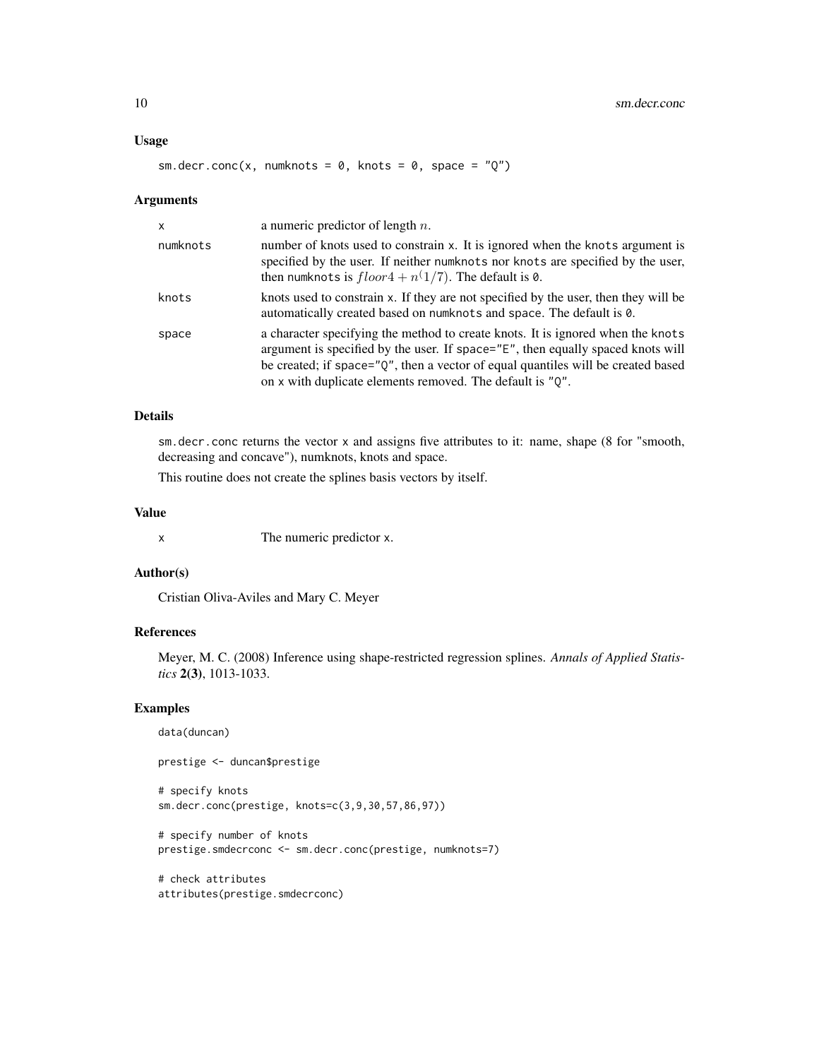### Usage

```
sm.decr.conc(x, numknots = 0, knots = 0, space = "Q")
```

### Arguments

| | |
|---|---|
| x | a numeric predictor of length $n$. |
| numknots | number of knots used to constrain x. It is ignored when the knots argument is specified by the user. If neither numknots nor knots are specified by the user, then numknots is $floor4 + n^(1/7)$. The default is 0. |
| knots | knots used to constrain x. If they are not specified by the user, then they will be automatically created based on numknots and space. The default is 0. |
| space | a character specifying the method to create knots. It is ignored when the knots argument is specified by the user. If space="E", then equally spaced knots will be created; if space="Q", then a vector of equal quantiles will be created based on x with duplicate elements removed. The default is "Q". |

### Details

sm.decr.conc returns the vector x and assigns five attributes to it: name, shape (8 for "smooth, decreasing and concave"), numknots, knots and space.

This routine does not create the splines basis vectors by itself.

### Value

| | |
|---|---|
| x | The numeric predictor x. |

### Author(s)

Cristian Oliva-Aviles and Mary C. Meyer

### References

Meyer, M. C. (2008) Inference using shape-restricted regression splines. *Annals of Applied Statistics* **2(3)**, 1013-1033.

### Examples

```
data(duncan)

prestige <- duncan$prestige

# specify knots
sm.decr.conc(prestige, knots=c(3,9,30,57,86,97))

# specify number of knots
prestige.smdecrconc <- sm.decr.conc(prestige, numknots=7)

# check attributes
attributes(prestige.smdecrconc)
```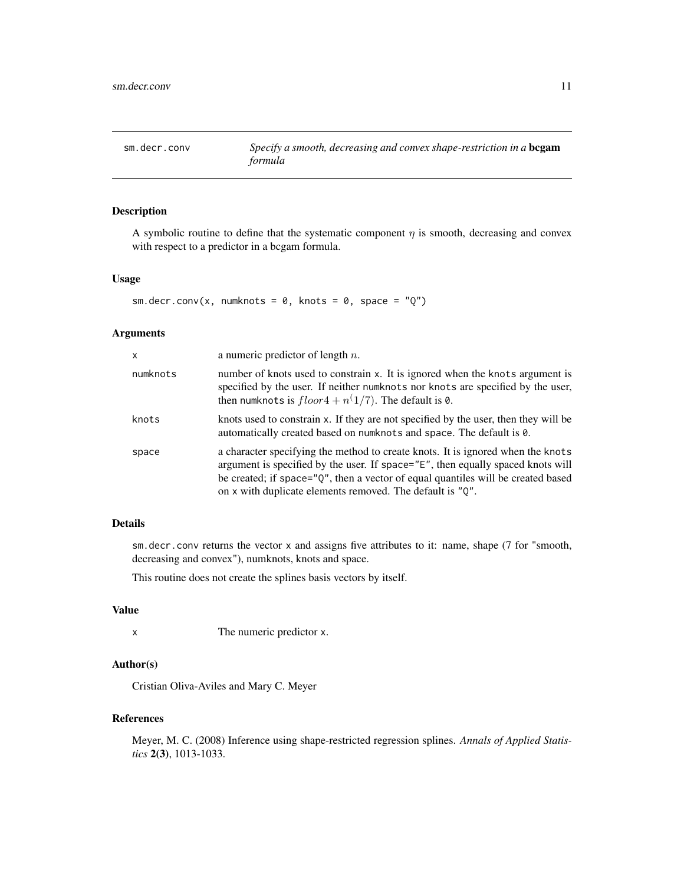# sm.decr.conv — *Specify a smooth, decreasing and convex shape-restriction in a* **bcgam** *formula*

## Description

A symbolic routine to define that the systematic component $\eta$ is smooth, decreasing and convex with respect to a predictor in a bcgam formula.

## Usage

```
sm.decr.conv(x, numknots = 0, knots = 0, space = "Q")
```

## Arguments

| | |
|---|---|
| x | a numeric predictor of length $n$. |
| numknots | number of knots used to constrain x. It is ignored when the knots argument is specified by the user. If neither numknots nor knots are specified by the user, then numknots is $floor4 + n^(1/7)$. The default is 0. |
| knots | knots used to constrain x. If they are not specified by the user, then they will be automatically created based on numknots and space. The default is 0. |
| space | a character specifying the method to create knots. It is ignored when the knots argument is specified by the user. If space="E", then equally spaced knots will be created; if space="Q", then a vector of equal quantiles will be created based on x with duplicate elements removed. The default is "Q". |

## Details

sm.decr.conv returns the vector x and assigns five attributes to it: name, shape (7 for "smooth, decreasing and convex"), numknots, knots and space.

This routine does not create the splines basis vectors by itself.

## Value

| | |
|---|---|
| x | The numeric predictor x. |

## Author(s)

Cristian Oliva-Aviles and Mary C. Meyer

## References

Meyer, M. C. (2008) Inference using shape-restricted regression splines. *Annals of Applied Statistics* **2(3)**, 1013-1033.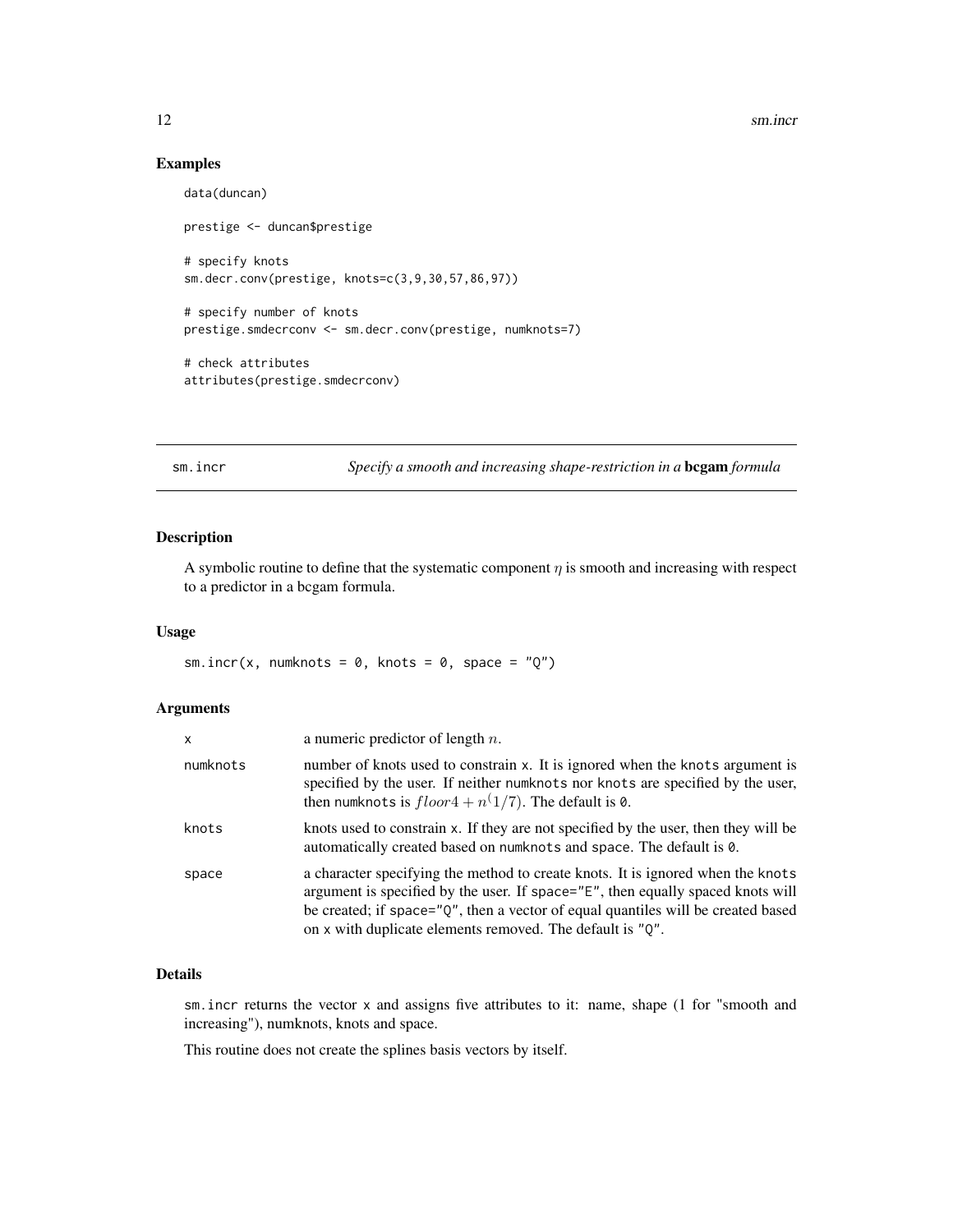## Examples

```
data(duncan)

prestige <- duncan$prestige

# specify knots
sm.decr.conv(prestige, knots=c(3,9,30,57,86,97))

# specify number of knots
prestige.smdecrconv <- sm.decr.conv(prestige, numknots=7)

# check attributes
attributes(prestige.smdecrconv)
```

---

# sm.incr — *Specify a smooth and increasing shape-restriction in a* **bcgam** *formula*

---

## Description

A symbolic routine to define that the systematic component $\eta$ is smooth and increasing with respect to a predictor in a bcgam formula.

## Usage

```
sm.incr(x, numknots = 0, knots = 0, space = "Q")
```

## Arguments

| | |
|---|---|
| `x` | a numeric predictor of length $n$. |
| `numknots` | number of knots used to constrain `x`. It is ignored when the `knots` argument is specified by the user. If neither `numknots` nor `knots` are specified by the user, then `numknots` is $floor 4 + n^(1/7)$. The default is `0`. |
| `knots` | knots used to constrain `x`. If they are not specified by the user, then they will be automatically created based on `numknots` and `space`. The default is `0`. |
| `space` | a character specifying the method to create knots. It is ignored when the `knots` argument is specified by the user. If `space="E"`, then equally spaced knots will be created; if `space="Q"`, then a vector of equal quantiles will be created based on `x` with duplicate elements removed. The default is `"Q"`. |

## Details

`sm.incr` returns the vector `x` and assigns five attributes to it: name, shape (1 for "smooth and increasing"), numknots, knots and space.

This routine does not create the splines basis vectors by itself.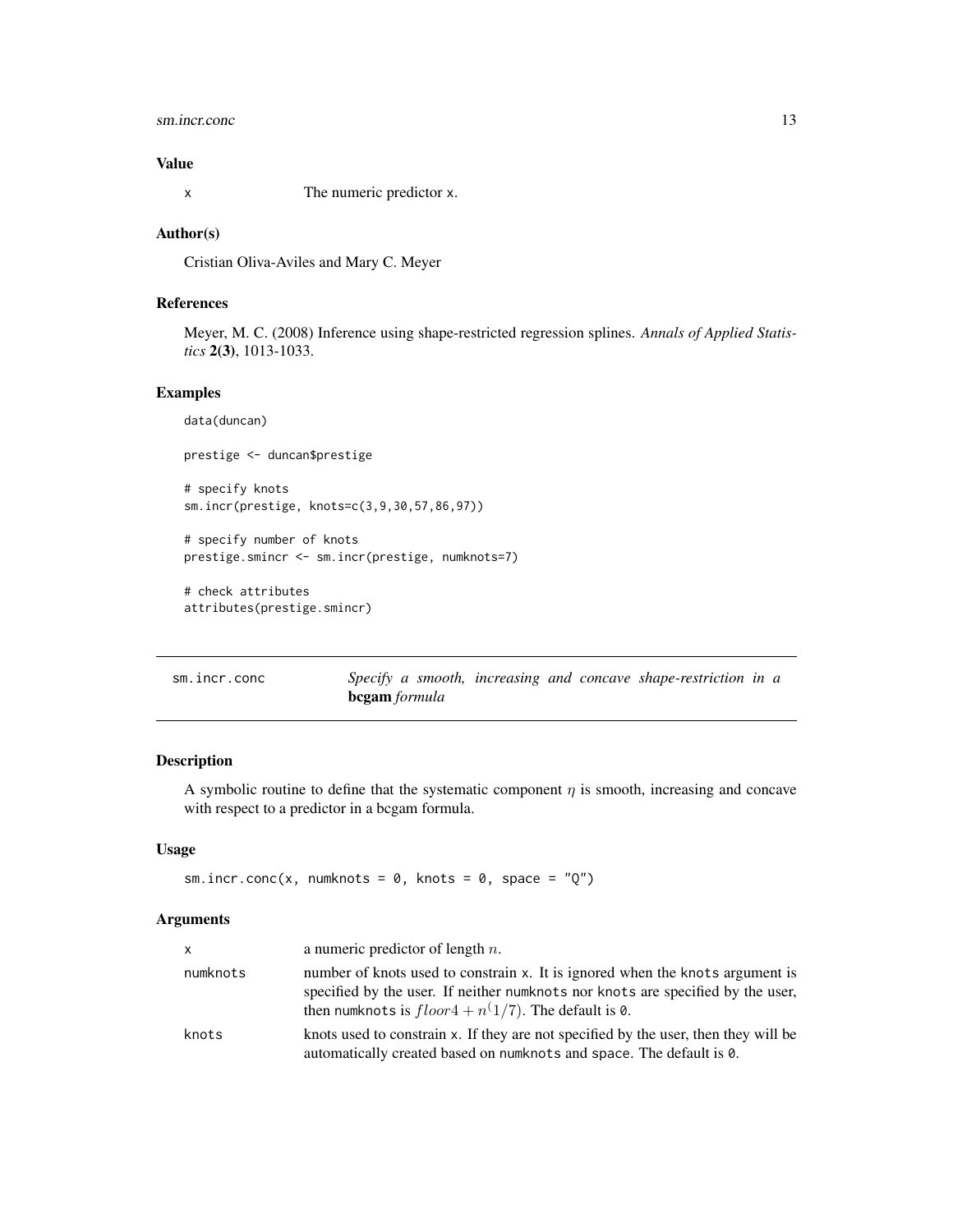### Value

x The numeric predictor x.

### Author(s)

Cristian Oliva-Aviles and Mary C. Meyer

### References

Meyer, M. C. (2008) Inference using shape-restricted regression splines. *Annals of Applied Statistics* **2(3)**, 1013-1033.

### Examples

```
data(duncan)

prestige <- duncan$prestige

# specify knots
sm.incr(prestige, knots=c(3,9,30,57,86,97))

# specify number of knots
prestige.smincr <- sm.incr(prestige, numknots=7)

# check attributes
attributes(prestige.smincr)
```

---

## sm.incr.conc *Specify a smooth, increasing and concave shape-restriction in a* **bcgam** *formula*

### Description

A symbolic routine to define that the systematic component $\eta$ is smooth, increasing and concave with respect to a predictor in a bcgam formula.

### Usage

```
sm.incr.conc(x, numknots = 0, knots = 0, space = "Q")
```

### Arguments

| | |
|---|---|
| x | a numeric predictor of length $n$. |
| numknots | number of knots used to constrain x. It is ignored when the knots argument is specified by the user. If neither numknots nor knots are specified by the user, then numknots is $floor4 + n^(1/7)$. The default is 0. |
| knots | knots used to constrain x. If they are not specified by the user, then they will be automatically created based on numknots and space. The default is 0. |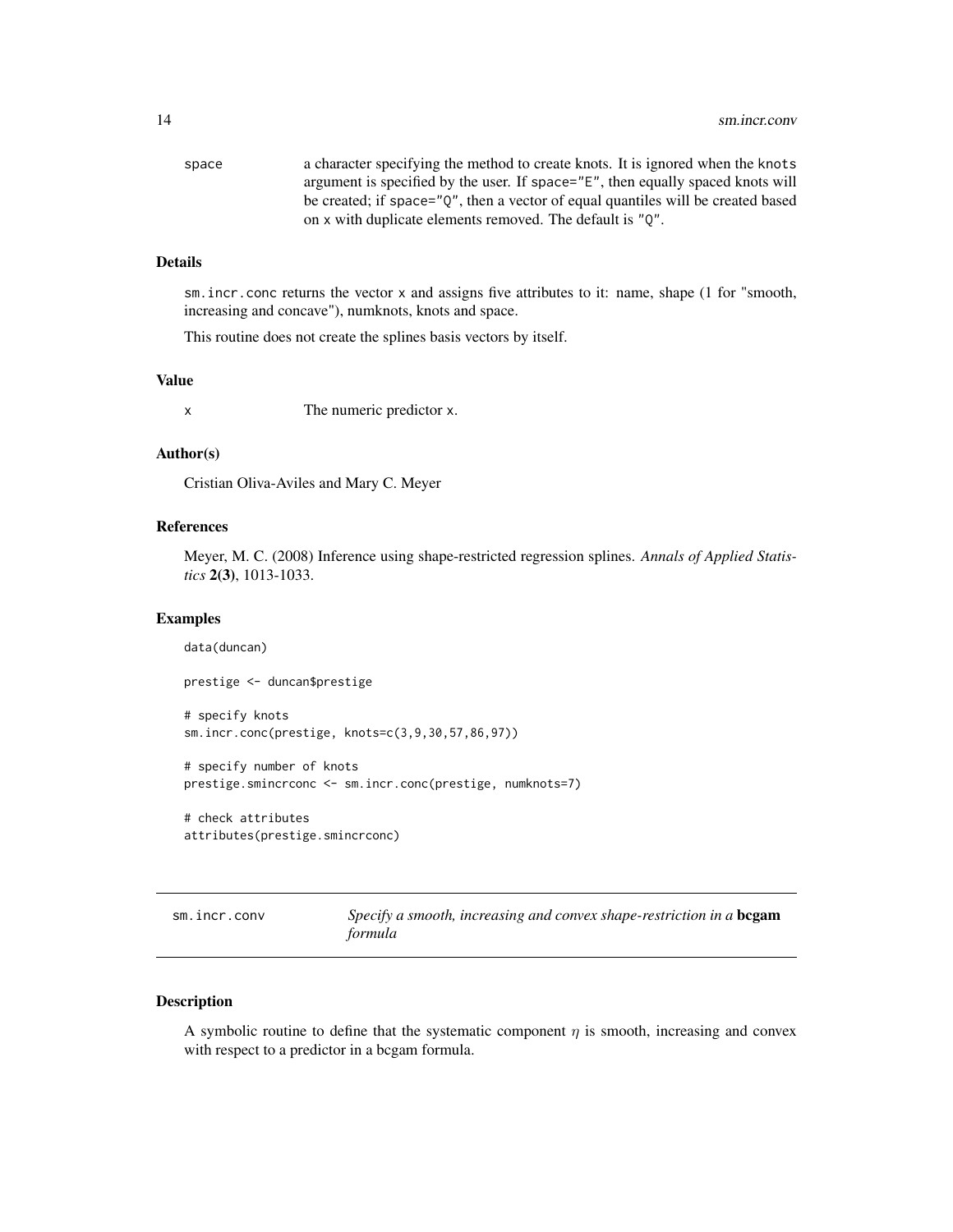| | |
|---|---|
| space | a character specifying the method to create knots. It is ignored when the knots argument is specified by the user. If space="E", then equally spaced knots will be created; if space="Q", then a vector of equal quantiles will be created based on x with duplicate elements removed. The default is "Q". |

### Details

sm.incr.conc returns the vector x and assigns five attributes to it: name, shape (1 for "smooth, increasing and concave"), numknots, knots and space.

This routine does not create the splines basis vectors by itself.

### Value

| | |
|---|---|
| x | The numeric predictor x. |

### Author(s)

Cristian Oliva-Aviles and Mary C. Meyer

### References

Meyer, M. C. (2008) Inference using shape-restricted regression splines. *Annals of Applied Statistics* **2(3)**, 1013-1033.

### Examples

```
data(duncan)

prestige <- duncan$prestige

# specify knots
sm.incr.conc(prestige, knots=c(3,9,30,57,86,97))

# specify number of knots
prestige.smincrconc <- sm.incr.conc(prestige, numknots=7)

# check attributes
attributes(prestige.smincrconc)
```

---

## sm.incr.conv — *Specify a smooth, increasing and convex shape-restriction in a* **bcgam** *formula*

### Description

A symbolic routine to define that the systematic component $\eta$ is smooth, increasing and convex with respect to a predictor in a bcgam formula.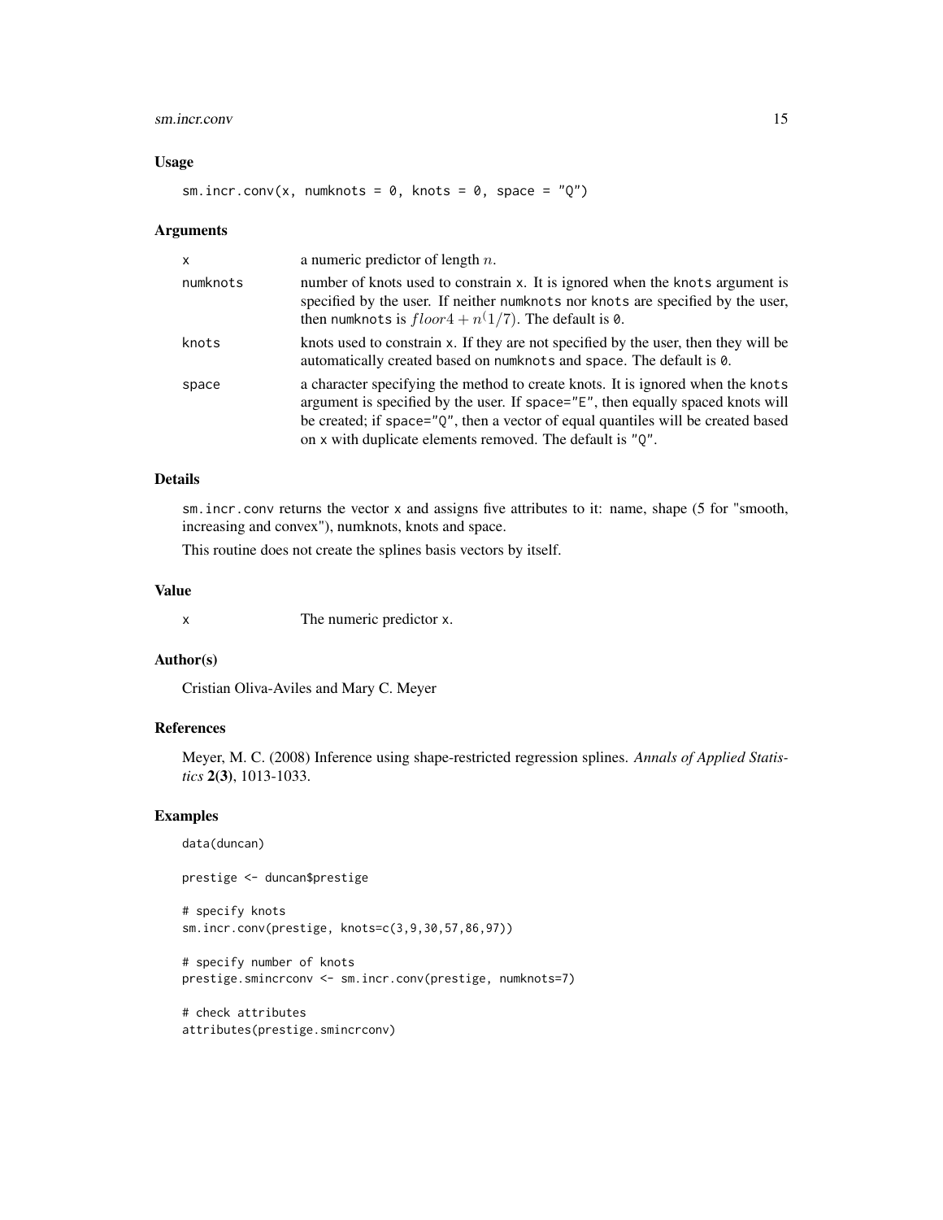### Usage

```
sm.incr.conv(x, numknots = 0, knots = 0, space = "Q")
```

### Arguments

| | |
|---|---|
| x | a numeric predictor of length $n$. |
| numknots | number of knots used to constrain x. It is ignored when the knots argument is specified by the user. If neither numknots nor knots are specified by the user, then numknots is $floor4 + n^(1/7)$. The default is 0. |
| knots | knots used to constrain x. If they are not specified by the user, then they will be automatically created based on numknots and space. The default is 0. |
| space | a character specifying the method to create knots. It is ignored when the knots argument is specified by the user. If space="E", then equally spaced knots will be created; if space="Q", then a vector of equal quantiles will be created based on x with duplicate elements removed. The default is "Q". |

### Details

sm.incr.conv returns the vector x and assigns five attributes to it: name, shape (5 for "smooth, increasing and convex"), numknots, knots and space.

This routine does not create the splines basis vectors by itself.

### Value

| | |
|---|---|
| x | The numeric predictor x. |

### Author(s)

Cristian Oliva-Aviles and Mary C. Meyer

### References

Meyer, M. C. (2008) Inference using shape-restricted regression splines. *Annals of Applied Statistics* **2(3)**, 1013-1033.

### Examples

```
data(duncan)

prestige <- duncan$prestige

# specify knots
sm.incr.conv(prestige, knots=c(3,9,30,57,86,97))

# specify number of knots
prestige.smincrconv <- sm.incr.conv(prestige, numknots=7)

# check attributes
attributes(prestige.smincrconv)
```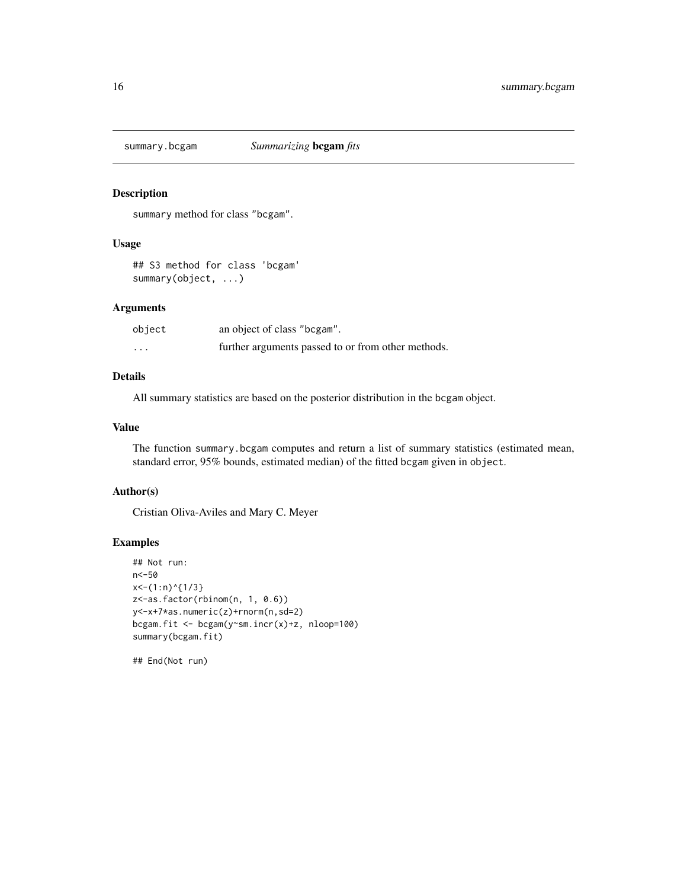# summary.bcgam *Summarizing* **bcgam** *fits*

## Description

`summary` method for class "bcgam".

## Usage

```
## S3 method for class 'bcgam'
summary(object, ...)
```

## Arguments

| | |
|---|---|
| object | an object of class "bcgam". |
| ... | further arguments passed to or from other methods. |

## Details

All summary statistics are based on the posterior distribution in the `bcgam` object.

## Value

The function `summary.bcgam` computes and return a list of summary statistics (estimated mean, standard error, 95% bounds, estimated median) of the fitted `bcgam` given in `object`.

## Author(s)

Cristian Oliva-Aviles and Mary C. Meyer

## Examples

```
## Not run:
n<-50
x<-(1:n)^{1/3}
z<-as.factor(rbinom(n, 1, 0.6))
y<-x+7*as.numeric(z)+rnorm(n,sd=2)
bcgam.fit <- bcgam(y~sm.incr(x)+z, nloop=100)
summary(bcgam.fit)

## End(Not run)
```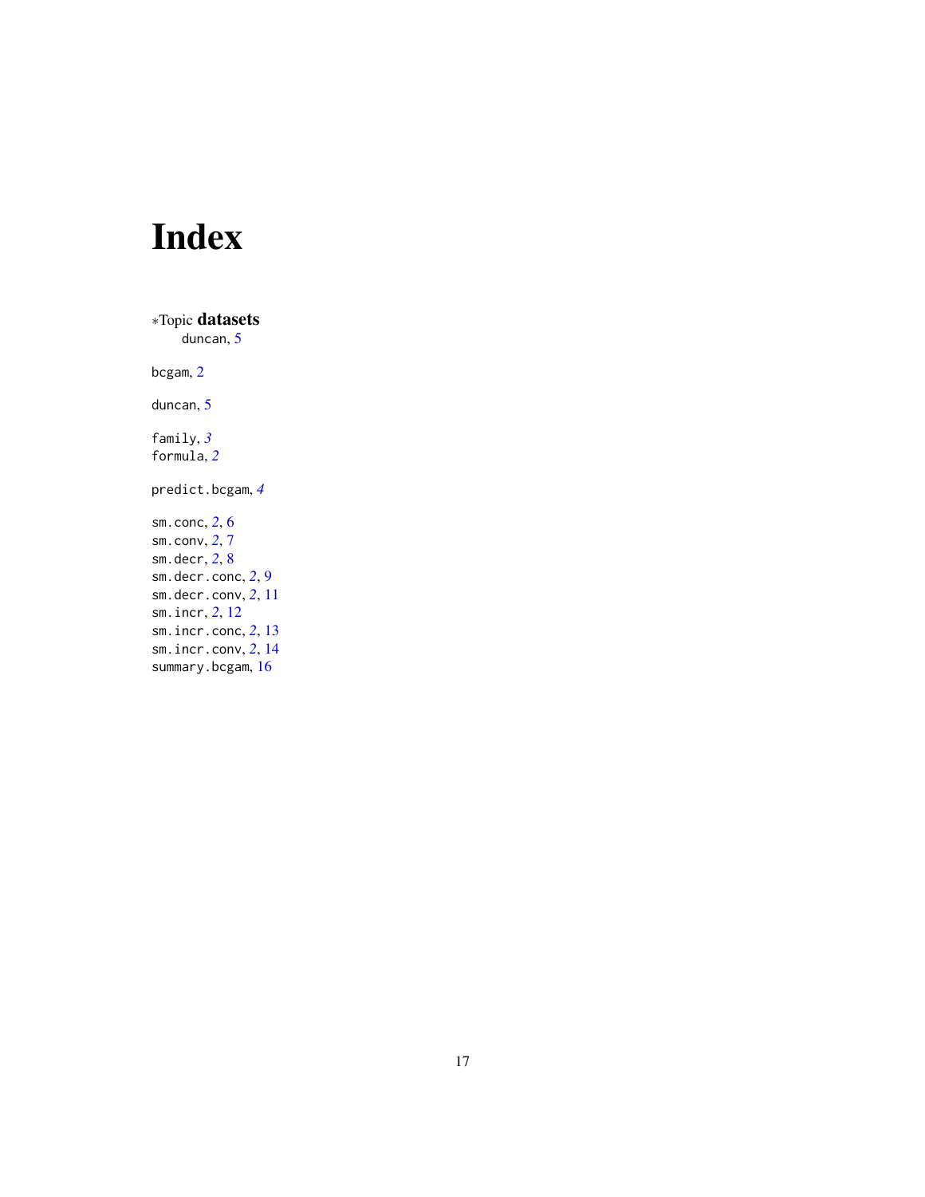# Index

*Topic **datasets**
  duncan, 5

bcgam, 2

duncan, 5

family, *3*
formula, *2*

predict.bcgam, *4*

sm.conc, *2*, 6
sm.conv, *2*, 7
sm.decr, *2*, 8
sm.decr.conc, *2*, 9
sm.decr.conv, *2*, 11
sm.incr, *2*, 12
sm.incr.conc, *2*, 13
sm.incr.conv, *2*, 14
summary.bcgam, 16